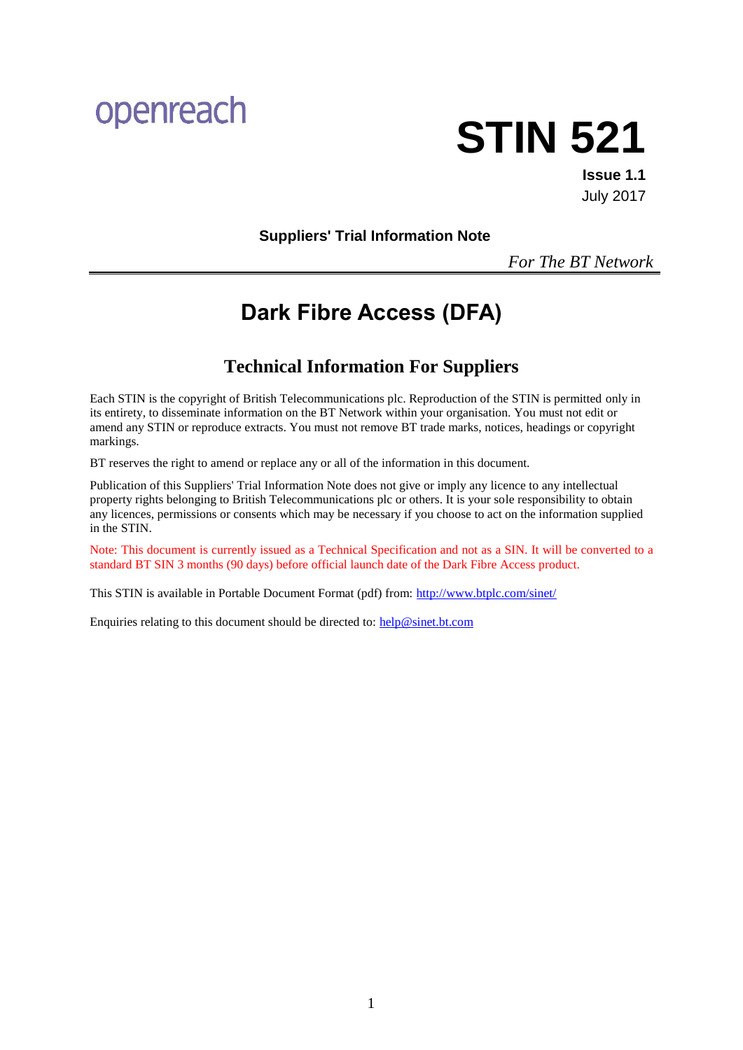openreach

# STIN 521

**Issue 1.1**
July 2017

**Suppliers' Trial Information Note**

*For The BT Network*

# Dark Fibre Access (DFA)

## Technical Information For Suppliers

Each STIN is the copyright of British Telecommunications plc. Reproduction of the STIN is permitted only in its entirety, to disseminate information on the BT Network within your organisation. You must not edit or amend any STIN or reproduce extracts. You must not remove BT trade marks, notices, headings or copyright markings.

BT reserves the right to amend or replace any or all of the information in this document.

Publication of this Suppliers' Trial Information Note does not give or imply any licence to any intellectual property rights belonging to British Telecommunications plc or others. It is your sole responsibility to obtain any licences, permissions or consents which may be necessary if you choose to act on the information supplied in the STIN.

Note: This document is currently issued as a Technical Specification and not as a SIN. It will be converted to a standard BT SIN 3 months (90 days) before official launch date of the Dark Fibre Access product.

This STIN is available in Portable Document Format (pdf) from: http://www.btplc.com/sinet/

Enquiries relating to this document should be directed to: help@sinet.bt.com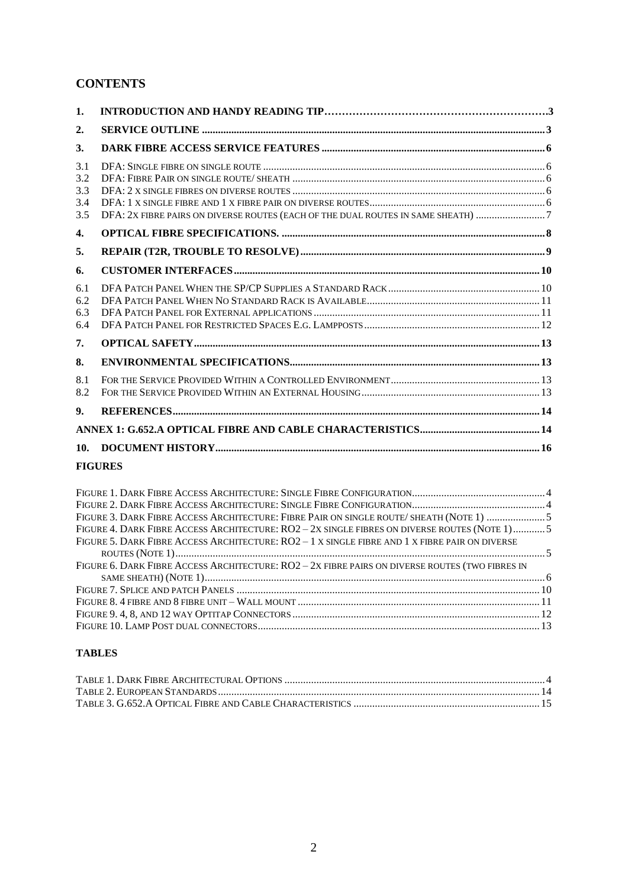## CONTENTS

1. **INTRODUCTION AND HANDY READING TIP** ..... 3
2. **SERVICE OUTLINE** ..... 3
3. **DARK FIBRE ACCESS SERVICE FEATURES** ..... 6
   - 3.1 DFA: Single fibre on single route ..... 6
   - 3.2 DFA: Fibre Pair on single route/ sheath ..... 6
   - 3.3 DFA: 2 x single fibres on diverse routes ..... 6
   - 3.4 DFA: 1 x single fibre and 1 x fibre pair on diverse routes ..... 6
   - 3.5 DFA: 2x fibre pairs on diverse routes (each of the dual routes in same sheath) ..... 7
4. **OPTICAL FIBRE SPECIFICATIONS.** ..... 8
5. **REPAIR (T2R, TROUBLE TO RESOLVE)** ..... 9
6. **CUSTOMER INTERFACES** ..... 10
   - 6.1 DFA Patch Panel When the SP/CP Supplies a Standard Rack ..... 10
   - 6.2 DFA Patch Panel When No Standard Rack is Available ..... 11
   - 6.3 DFA Patch Panel for External applications ..... 11
   - 6.4 DFA Patch Panel for Restricted Spaces E.g. Lampposts ..... 12
7. **OPTICAL SAFETY** ..... 13
8. **ENVIRONMENTAL SPECIFICATIONS** ..... 13
   - 8.1 For the Service Provided Within a Controlled Environment ..... 13
   - 8.2 For the Service Provided Within an External Housing ..... 13
9. **REFERENCES** ..... 14

**ANNEX 1: G.652.A OPTICAL FIBRE AND CABLE CHARACTERISTICS** ..... 14

10. **DOCUMENT HISTORY** ..... 16

### FIGURES

- Figure 1. Dark Fibre Access Architecture: Single Fibre Configuration ..... 4
- Figure 2. Dark Fibre Access Architecture: Single Fibre Configuration ..... 4
- Figure 3. Dark Fibre Access Architecture: Fibre Pair on single route/ sheath (Note 1) ..... 5
- Figure 4. Dark Fibre Access Architecture: RO2 – 2x single fibres on diverse routes (Note 1) ..... 5
- Figure 5. Dark Fibre Access Architecture: RO2 – 1 x single fibre and 1 x fibre pair on diverse routes (Note 1) ..... 5
- Figure 6. Dark Fibre Access Architecture: RO2 – 2x fibre pairs on diverse routes (two fibres in same sheath) (Note 1) ..... 6
- Figure 7. Splice and patch Panels ..... 10
- Figure 8. 4 fibre and 8 fibre unit – Wall mount ..... 11
- Figure 9. 4, 8, and 12 way Optitap Connectors ..... 12
- Figure 10. Lamp Post dual connectors ..... 13

### TABLES

- Table 1. Dark Fibre Architectural Options ..... 4
- Table 2. European Standards ..... 14
- Table 3. G.652.A Optical Fibre and Cable Characteristics ..... 15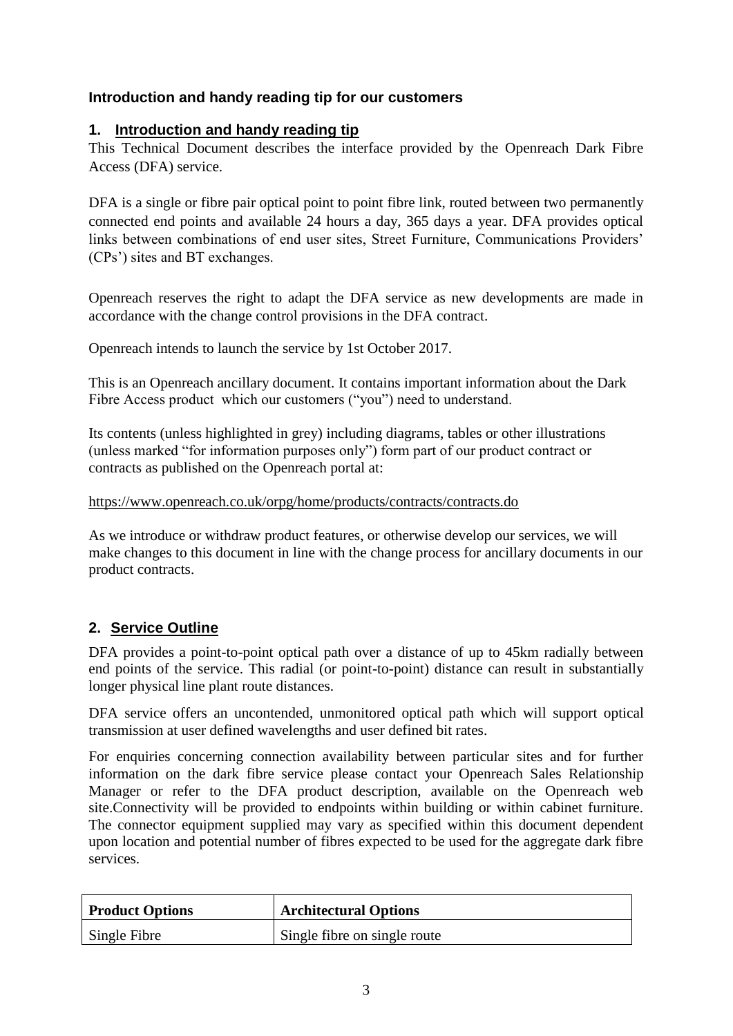### Introduction and handy reading tip for our customers

## 1. Introduction and handy reading tip

This Technical Document describes the interface provided by the Openreach Dark Fibre Access (DFA) service.

DFA is a single or fibre pair optical point to point fibre link, routed between two permanently connected end points and available 24 hours a day, 365 days a year. DFA provides optical links between combinations of end user sites, Street Furniture, Communications Providers' (CPs') sites and BT exchanges.

Openreach reserves the right to adapt the DFA service as new developments are made in accordance with the change control provisions in the DFA contract.

Openreach intends to launch the service by 1st October 2017.

This is an Openreach ancillary document. It contains important information about the Dark Fibre Access product which our customers ("you") need to understand.

Its contents (unless highlighted in grey) including diagrams, tables or other illustrations (unless marked "for information purposes only") form part of our product contract or contracts as published on the Openreach portal at:

https://www.openreach.co.uk/orpg/home/products/contracts/contracts.do

As we introduce or withdraw product features, or otherwise develop our services, we will make changes to this document in line with the change process for ancillary documents in our product contracts.

## 2. Service Outline

DFA provides a point-to-point optical path over a distance of up to 45km radially between end points of the service. This radial (or point-to-point) distance can result in substantially longer physical line plant route distances.

DFA service offers an uncontended, unmonitored optical path which will support optical transmission at user defined wavelengths and user defined bit rates.

For enquiries concerning connection availability between particular sites and for further information on the dark fibre service please contact your Openreach Sales Relationship Manager or refer to the DFA product description, available on the Openreach web site.Connectivity will be provided to endpoints within building or within cabinet furniture. The connector equipment supplied may vary as specified within this document dependent upon location and potential number of fibres expected to be used for the aggregate dark fibre services.

| Product Options | Architectural Options |
| --- | --- |
| Single Fibre | Single fibre on single route |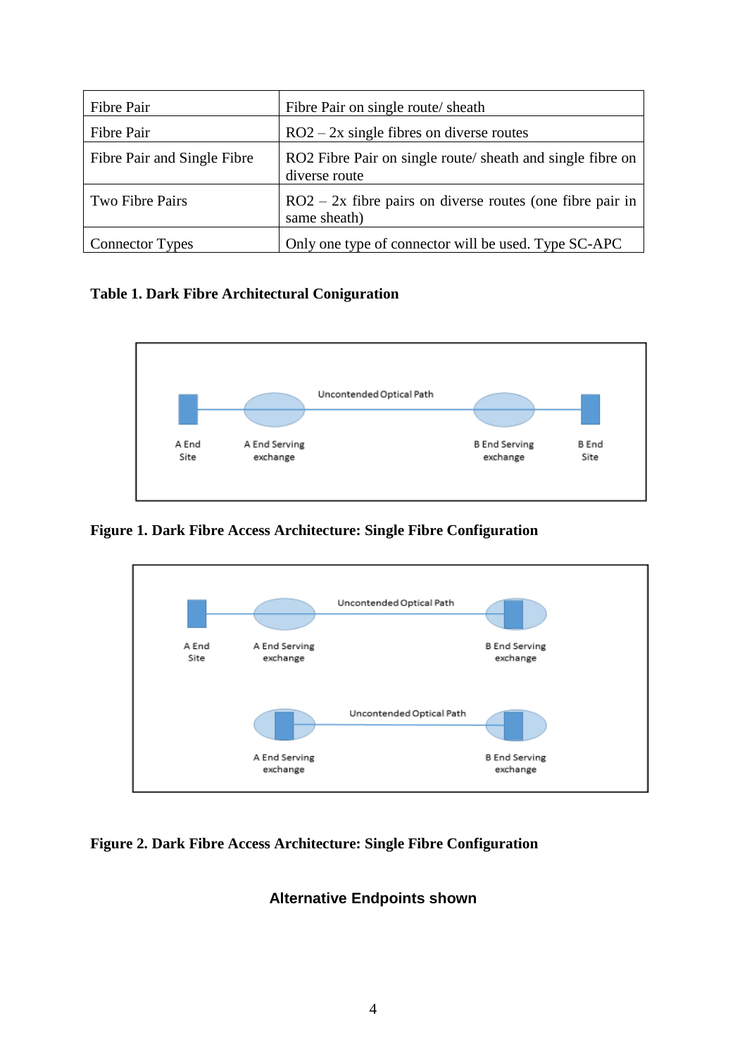| Fibre Pair | Fibre Pair on single route/ sheath |
| --- | --- |
| Fibre Pair | RO2 – 2x single fibres on diverse routes |
| Fibre Pair and Single Fibre | RO2 Fibre Pair on single route/ sheath and single fibre on diverse route |
| Two Fibre Pairs | RO2 – 2x fibre pairs on diverse routes (one fibre pair in same sheath) |
| Connector Types | Only one type of connector will be used. Type SC-APC |

**Table 1. Dark Fibre Architectural Coniguration**

**Figure 1. Dark Fibre Access Architecture: Single Fibre Configuration**

**Figure 2. Dark Fibre Access Architecture: Single Fibre Configuration**

**Alternative Endpoints shown**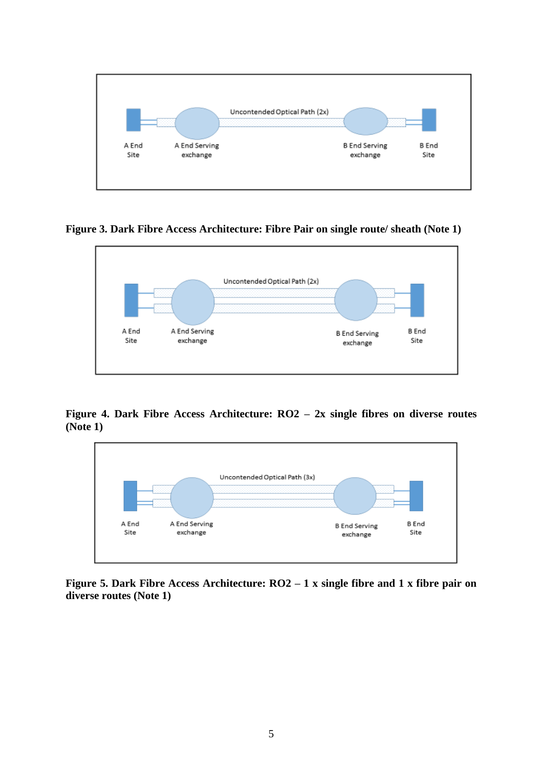**Figure 3. Dark Fibre Access Architecture: Fibre Pair on single route/ sheath (Note 1)**

**Figure 4. Dark Fibre Access Architecture: RO2 – 2x single fibres on diverse routes (Note 1)**

**Figure 5. Dark Fibre Access Architecture: RO2 – 1 x single fibre and 1 x fibre pair on diverse routes (Note 1)**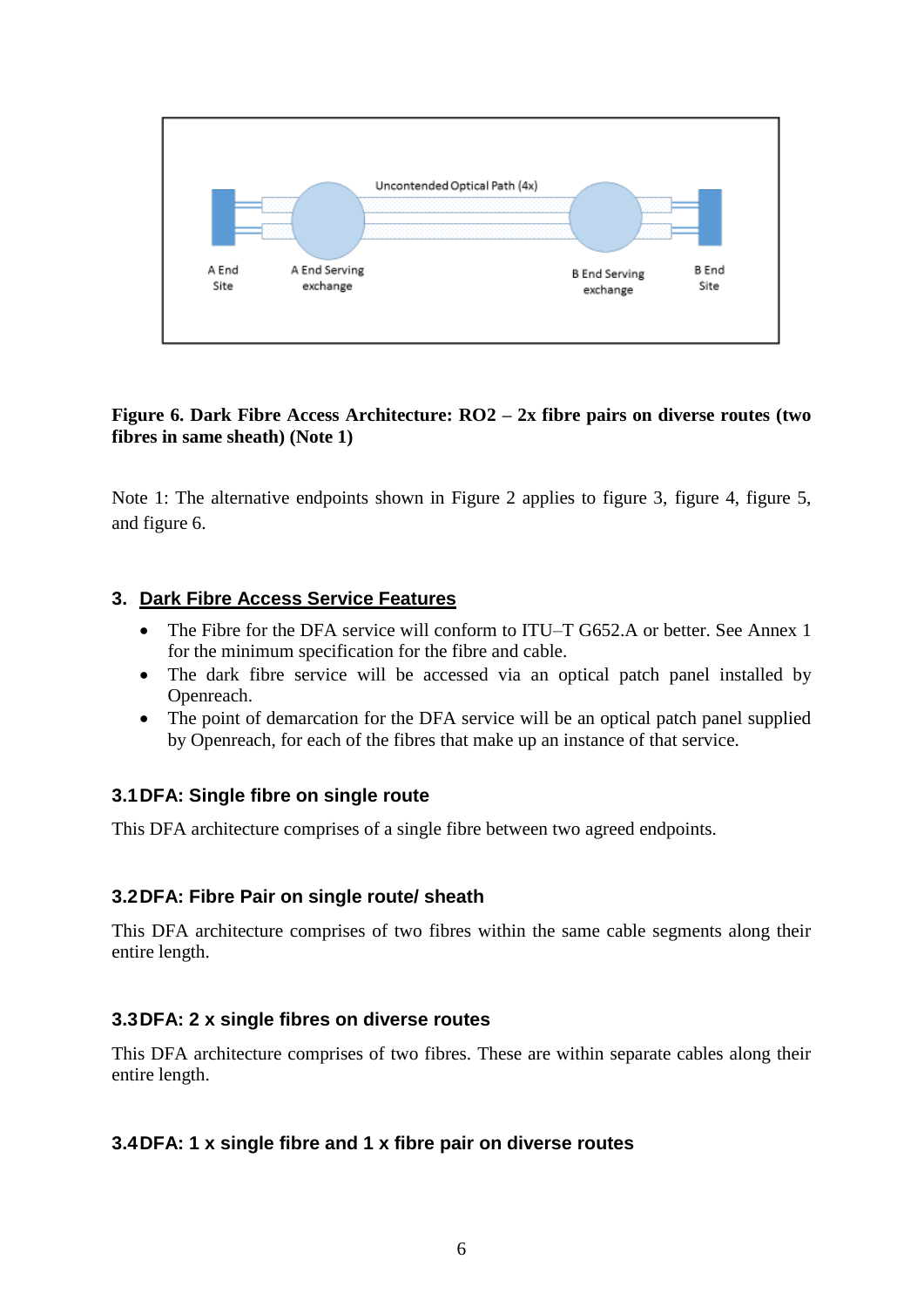**Figure 6. Dark Fibre Access Architecture: RO2 – 2x fibre pairs on diverse routes (two fibres in same sheath) (Note 1)**

Note 1: The alternative endpoints shown in Figure 2 applies to figure 3, figure 4, figure 5, and figure 6.

## 3. Dark Fibre Access Service Features

- The Fibre for the DFA service will conform to ITU–T G652.A or better. See Annex 1 for the minimum specification for the fibre and cable.
- The dark fibre service will be accessed via an optical patch panel installed by Openreach.
- The point of demarcation for the DFA service will be an optical patch panel supplied by Openreach, for each of the fibres that make up an instance of that service.

### 3.1 DFA: Single fibre on single route

This DFA architecture comprises of a single fibre between two agreed endpoints.

### 3.2 DFA: Fibre Pair on single route/ sheath

This DFA architecture comprises of two fibres within the same cable segments along their entire length.

### 3.3 DFA: 2 x single fibres on diverse routes

This DFA architecture comprises of two fibres. These are within separate cables along their entire length.

### 3.4 DFA: 1 x single fibre and 1 x fibre pair on diverse routes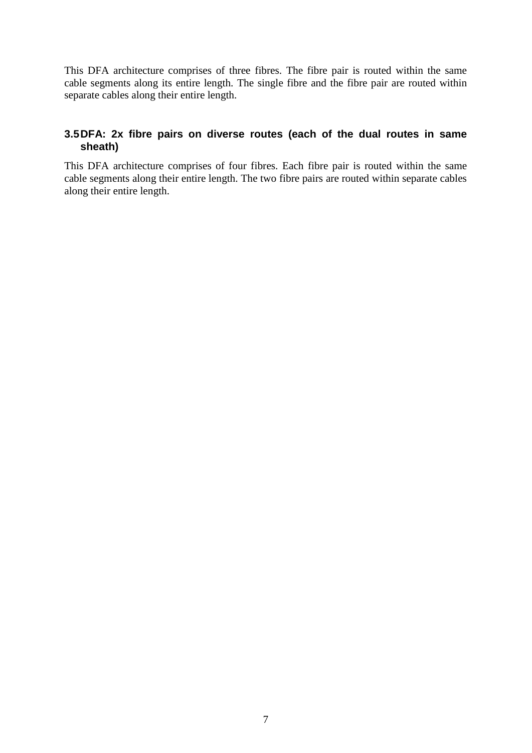This DFA architecture comprises of three fibres. The fibre pair is routed within the same cable segments along its entire length. The single fibre and the fibre pair are routed within separate cables along their entire length.

### 3.5 DFA: 2x fibre pairs on diverse routes (each of the dual routes in same sheath)

This DFA architecture comprises of four fibres. Each fibre pair is routed within the same cable segments along their entire length. The two fibre pairs are routed within separate cables along their entire length.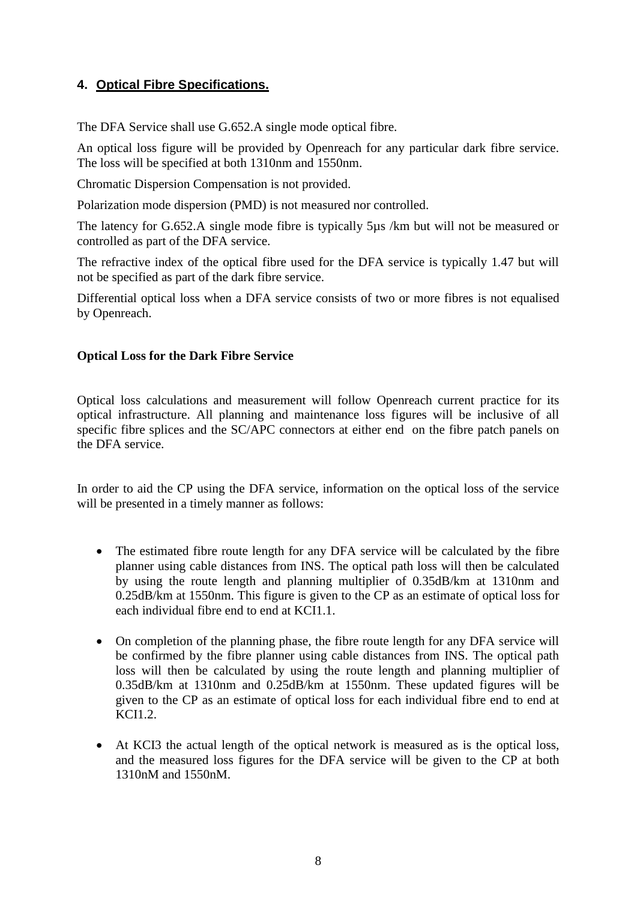## 4. Optical Fibre Specifications.

The DFA Service shall use G.652.A single mode optical fibre.

An optical loss figure will be provided by Openreach for any particular dark fibre service. The loss will be specified at both 1310nm and 1550nm.

Chromatic Dispersion Compensation is not provided.

Polarization mode dispersion (PMD) is not measured nor controlled.

The latency for G.652.A single mode fibre is typically 5µs /km but will not be measured or controlled as part of the DFA service.

The refractive index of the optical fibre used for the DFA service is typically 1.47 but will not be specified as part of the dark fibre service.

Differential optical loss when a DFA service consists of two or more fibres is not equalised by Openreach.

**Optical Loss for the Dark Fibre Service**

Optical loss calculations and measurement will follow Openreach current practice for its optical infrastructure. All planning and maintenance loss figures will be inclusive of all specific fibre splices and the SC/APC connectors at either end on the fibre patch panels on the DFA service.

In order to aid the CP using the DFA service, information on the optical loss of the service will be presented in a timely manner as follows:

- The estimated fibre route length for any DFA service will be calculated by the fibre planner using cable distances from INS. The optical path loss will then be calculated by using the route length and planning multiplier of 0.35dB/km at 1310nm and 0.25dB/km at 1550nm. This figure is given to the CP as an estimate of optical loss for each individual fibre end to end at KCI1.1.
- On completion of the planning phase, the fibre route length for any DFA service will be confirmed by the fibre planner using cable distances from INS. The optical path loss will then be calculated by using the route length and planning multiplier of 0.35dB/km at 1310nm and 0.25dB/km at 1550nm. These updated figures will be given to the CP as an estimate of optical loss for each individual fibre end to end at KCI1.2.
- At KCI3 the actual length of the optical network is measured as is the optical loss, and the measured loss figures for the DFA service will be given to the CP at both 1310nM and 1550nM.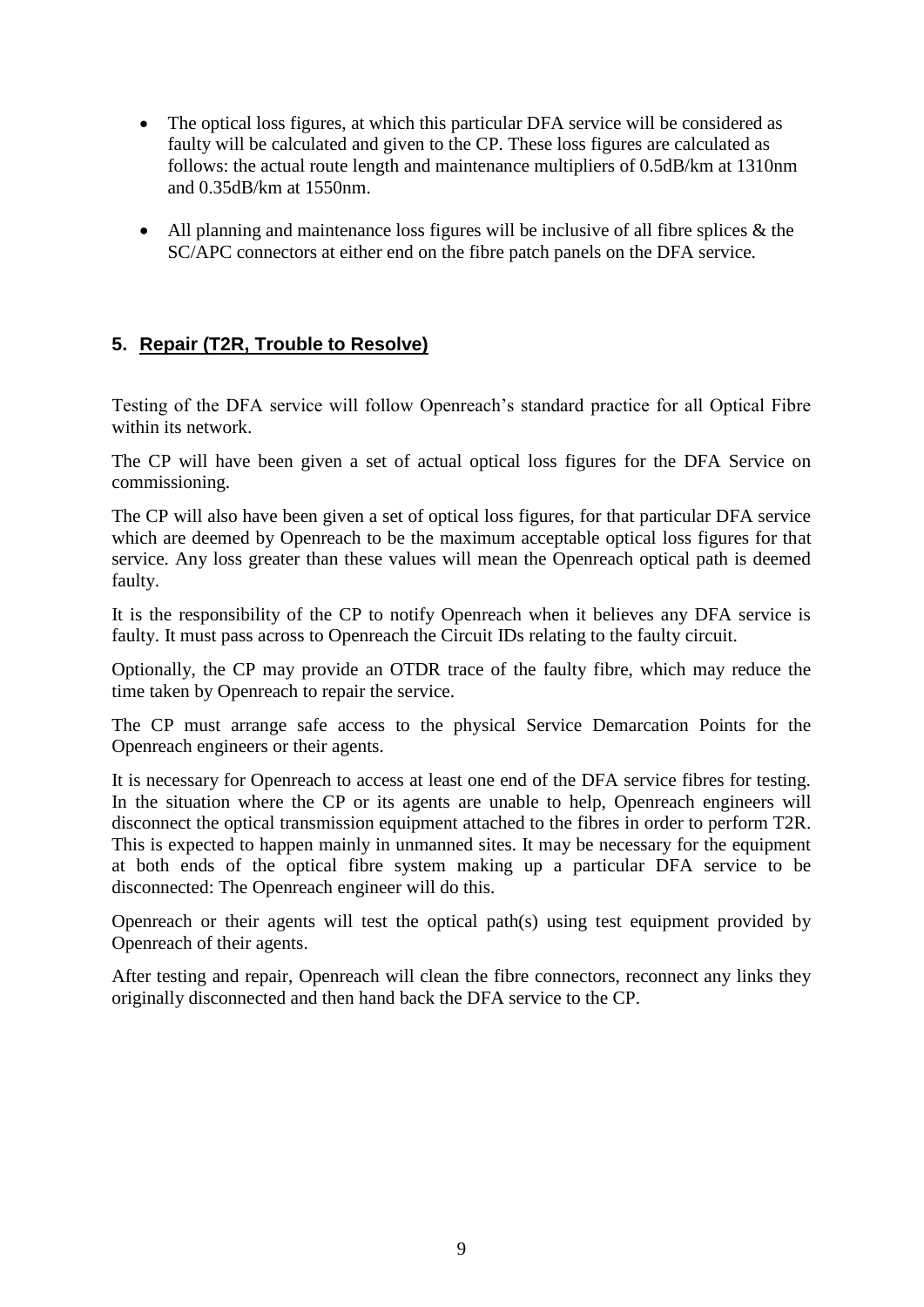- The optical loss figures, at which this particular DFA service will be considered as faulty will be calculated and given to the CP. These loss figures are calculated as follows: the actual route length and maintenance multipliers of 0.5dB/km at 1310nm and 0.35dB/km at 1550nm.

- All planning and maintenance loss figures will be inclusive of all fibre splices & the SC/APC connectors at either end on the fibre patch panels on the DFA service.

## 5. Repair (T2R, Trouble to Resolve)

Testing of the DFA service will follow Openreach's standard practice for all Optical Fibre within its network.

The CP will have been given a set of actual optical loss figures for the DFA Service on commissioning.

The CP will also have been given a set of optical loss figures, for that particular DFA service which are deemed by Openreach to be the maximum acceptable optical loss figures for that service. Any loss greater than these values will mean the Openreach optical path is deemed faulty.

It is the responsibility of the CP to notify Openreach when it believes any DFA service is faulty. It must pass across to Openreach the Circuit IDs relating to the faulty circuit.

Optionally, the CP may provide an OTDR trace of the faulty fibre, which may reduce the time taken by Openreach to repair the service.

The CP must arrange safe access to the physical Service Demarcation Points for the Openreach engineers or their agents.

It is necessary for Openreach to access at least one end of the DFA service fibres for testing. In the situation where the CP or its agents are unable to help, Openreach engineers will disconnect the optical transmission equipment attached to the fibres in order to perform T2R. This is expected to happen mainly in unmanned sites. It may be necessary for the equipment at both ends of the optical fibre system making up a particular DFA service to be disconnected: The Openreach engineer will do this.

Openreach or their agents will test the optical path(s) using test equipment provided by Openreach of their agents.

After testing and repair, Openreach will clean the fibre connectors, reconnect any links they originally disconnected and then hand back the DFA service to the CP.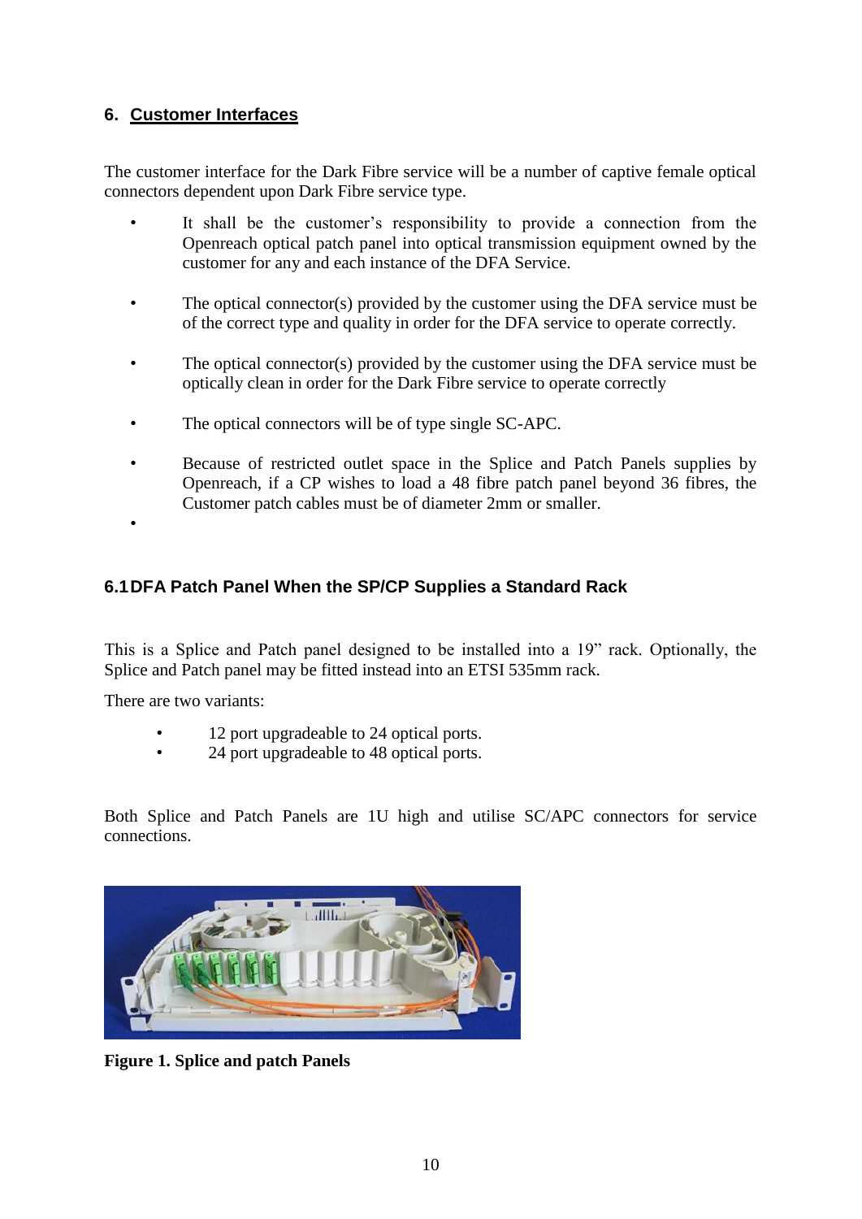## 6. Customer Interfaces

The customer interface for the Dark Fibre service will be a number of captive female optical connectors dependent upon Dark Fibre service type.

- It shall be the customer's responsibility to provide a connection from the Openreach optical patch panel into optical transmission equipment owned by the customer for any and each instance of the DFA Service.
- The optical connector(s) provided by the customer using the DFA service must be of the correct type and quality in order for the DFA service to operate correctly.
- The optical connector(s) provided by the customer using the DFA service must be optically clean in order for the Dark Fibre service to operate correctly
- The optical connectors will be of type single SC-APC.
- Because of restricted outlet space in the Splice and Patch Panels supplies by Openreach, if a CP wishes to load a 48 fibre patch panel beyond 36 fibres, the Customer patch cables must be of diameter 2mm or smaller.

### 6.1 DFA Patch Panel When the SP/CP Supplies a Standard Rack

This is a Splice and Patch panel designed to be installed into a 19" rack. Optionally, the Splice and Patch panel may be fitted instead into an ETSI 535mm rack.

There are two variants:

- 12 port upgradeable to 24 optical ports.
- 24 port upgradeable to 48 optical ports.

Both Splice and Patch Panels are 1U high and utilise SC/APC connectors for service connections.

**Figure 1. Splice and patch Panels**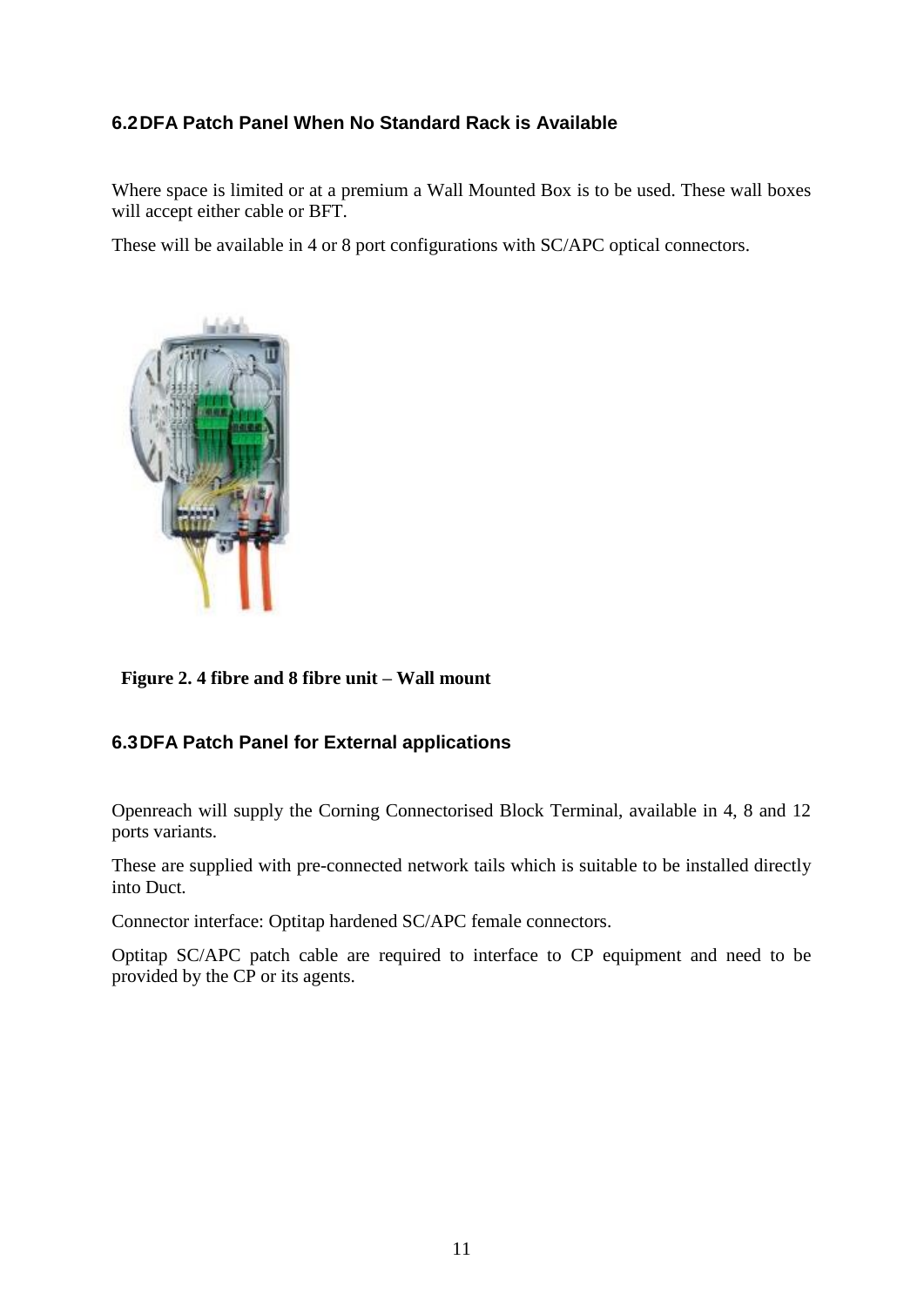### 6.2 DFA Patch Panel When No Standard Rack is Available

Where space is limited or at a premium a Wall Mounted Box is to be used. These wall boxes will accept either cable or BFT.

These will be available in 4 or 8 port configurations with SC/APC optical connectors.

**Figure 2. 4 fibre and 8 fibre unit – Wall mount**

### 6.3 DFA Patch Panel for External applications

Openreach will supply the Corning Connectorised Block Terminal, available in 4, 8 and 12 ports variants.

These are supplied with pre-connected network tails which is suitable to be installed directly into Duct.

Connector interface: Optitap hardened SC/APC female connectors.

Optitap SC/APC patch cable are required to interface to CP equipment and need to be provided by the CP or its agents.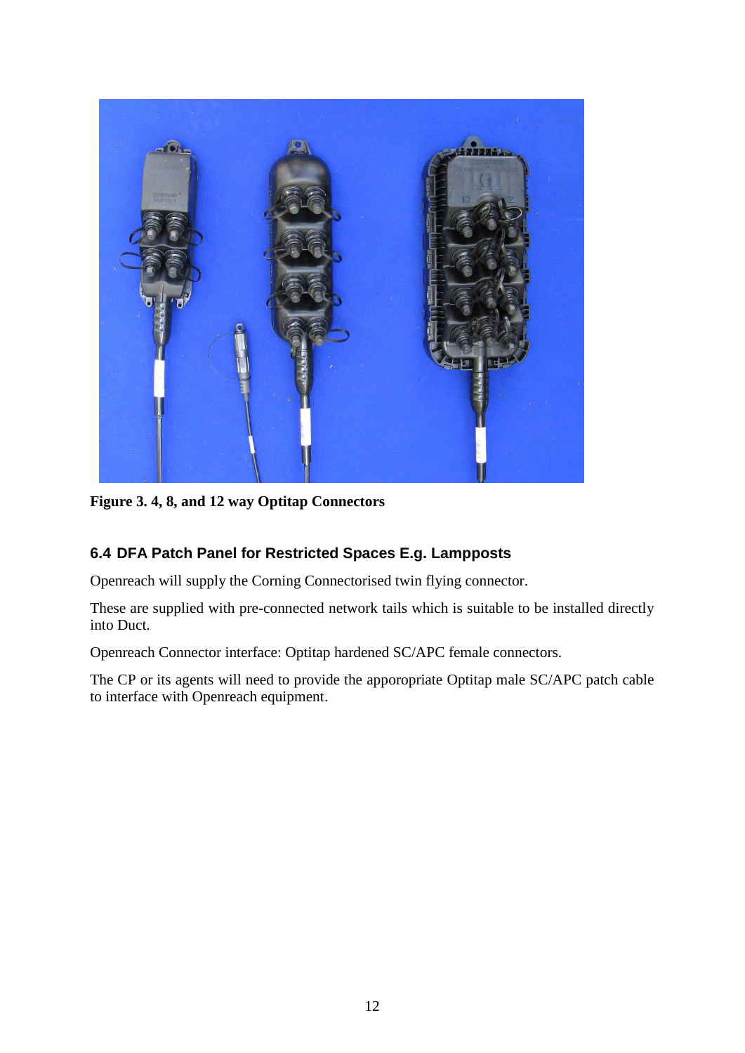**Figure 3. 4, 8, and 12 way Optitap Connectors**

### 6.4 DFA Patch Panel for Restricted Spaces E.g. Lampposts

Openreach will supply the Corning Connectorised twin flying connector.

These are supplied with pre-connected network tails which is suitable to be installed directly into Duct.

Openreach Connector interface: Optitap hardened SC/APC female connectors.

The CP or its agents will need to provide the apporopriate Optitap male SC/APC patch cable to interface with Openreach equipment.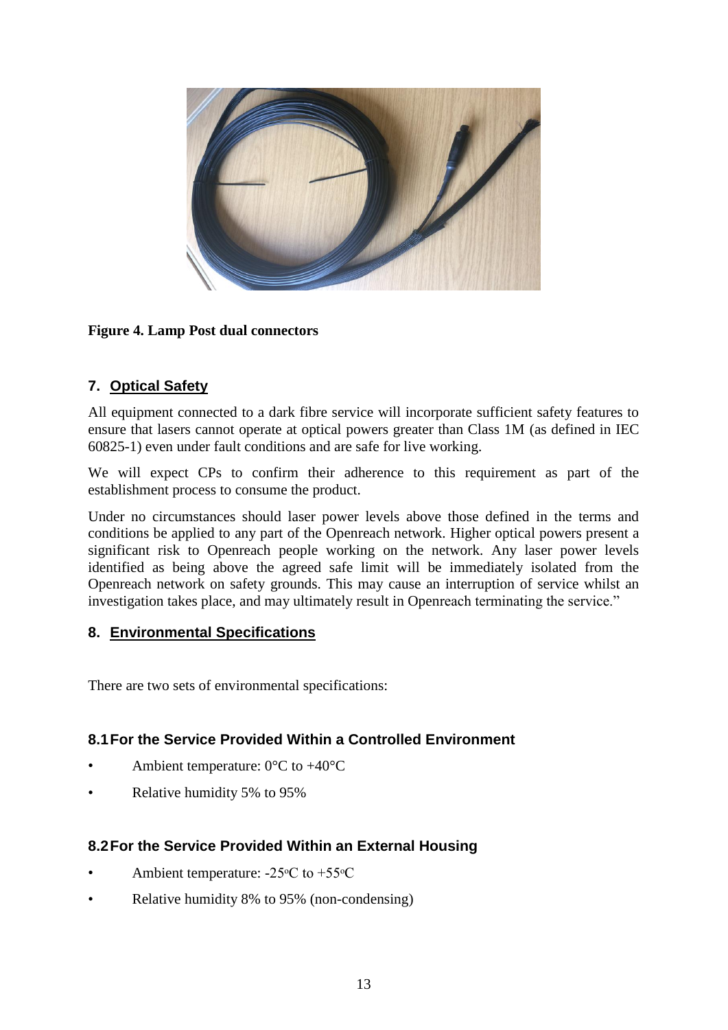**Figure 4. Lamp Post dual connectors**

## 7. Optical Safety

All equipment connected to a dark fibre service will incorporate sufficient safety features to ensure that lasers cannot operate at optical powers greater than Class 1M (as defined in IEC 60825-1) even under fault conditions and are safe for live working.

We will expect CPs to confirm their adherence to this requirement as part of the establishment process to consume the product.

Under no circumstances should laser power levels above those defined in the terms and conditions be applied to any part of the Openreach network. Higher optical powers present a significant risk to Openreach people working on the network. Any laser power levels identified as being above the agreed safe limit will be immediately isolated from the Openreach network on safety grounds. This may cause an interruption of service whilst an investigation takes place, and may ultimately result in Openreach terminating the service."

## 8. Environmental Specifications

There are two sets of environmental specifications:

### 8.1 For the Service Provided Within a Controlled Environment

- Ambient temperature: 0°C to +40°C
- Relative humidity 5% to 95%

### 8.2 For the Service Provided Within an External Housing

- Ambient temperature: -25°C to +55°C
- Relative humidity 8% to 95% (non-condensing)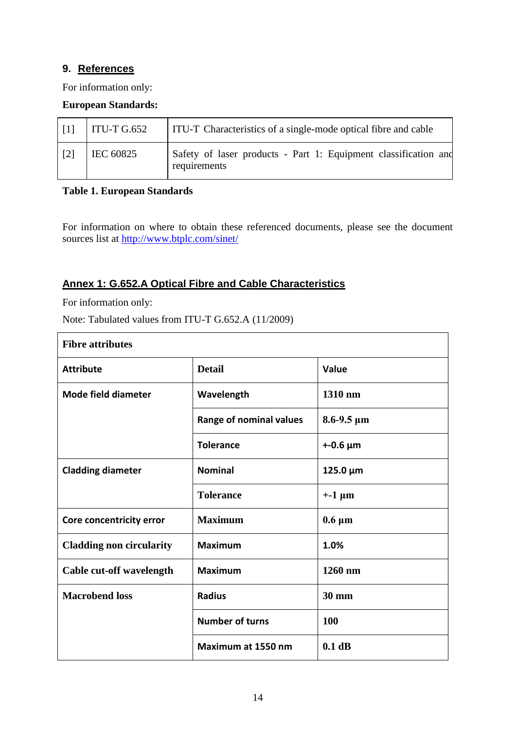## 9. References

For information only:

**European Standards:**

| | | |
|---|---|---|
| [1] | ITU-T G.652 | ITU-T Characteristics of a single-mode optical fibre and cable |
| [2] | IEC 60825 | Safety of laser products - Part 1: Equipment classification and requirements |

**Table 1. European Standards**

For information on where to obtain these referenced documents, please see the document sources list at http://www.btplc.com/sinet/

## Annex 1: G.652.A Optical Fibre and Cable Characteristics

For information only:

Note: Tabulated values from ITU-T G.652.A (11/2009)

| **Fibre attributes** | | |
|---|---|---|
| **Attribute** | **Detail** | **Value** |
| **Mode field diameter** | **Wavelength** | **1310 nm** |
| | **Range of nominal values** | **8.6-9.5 µm** |
| | **Tolerance** | **+-0.6 µm** |
| **Cladding diameter** | **Nominal** | **125.0 µm** |
| | **Tolerance** | **+-1 µm** |
| **Core concentricity error** | **Maximum** | **0.6 µm** |
| **Cladding non circularity** | **Maximum** | **1.0%** |
| **Cable cut-off wavelength** | **Maximum** | **1260 nm** |
| **Macrobend loss** | **Radius** | **30 mm** |
| | **Number of turns** | **100** |
| | **Maximum at 1550 nm** | **0.1 dB** |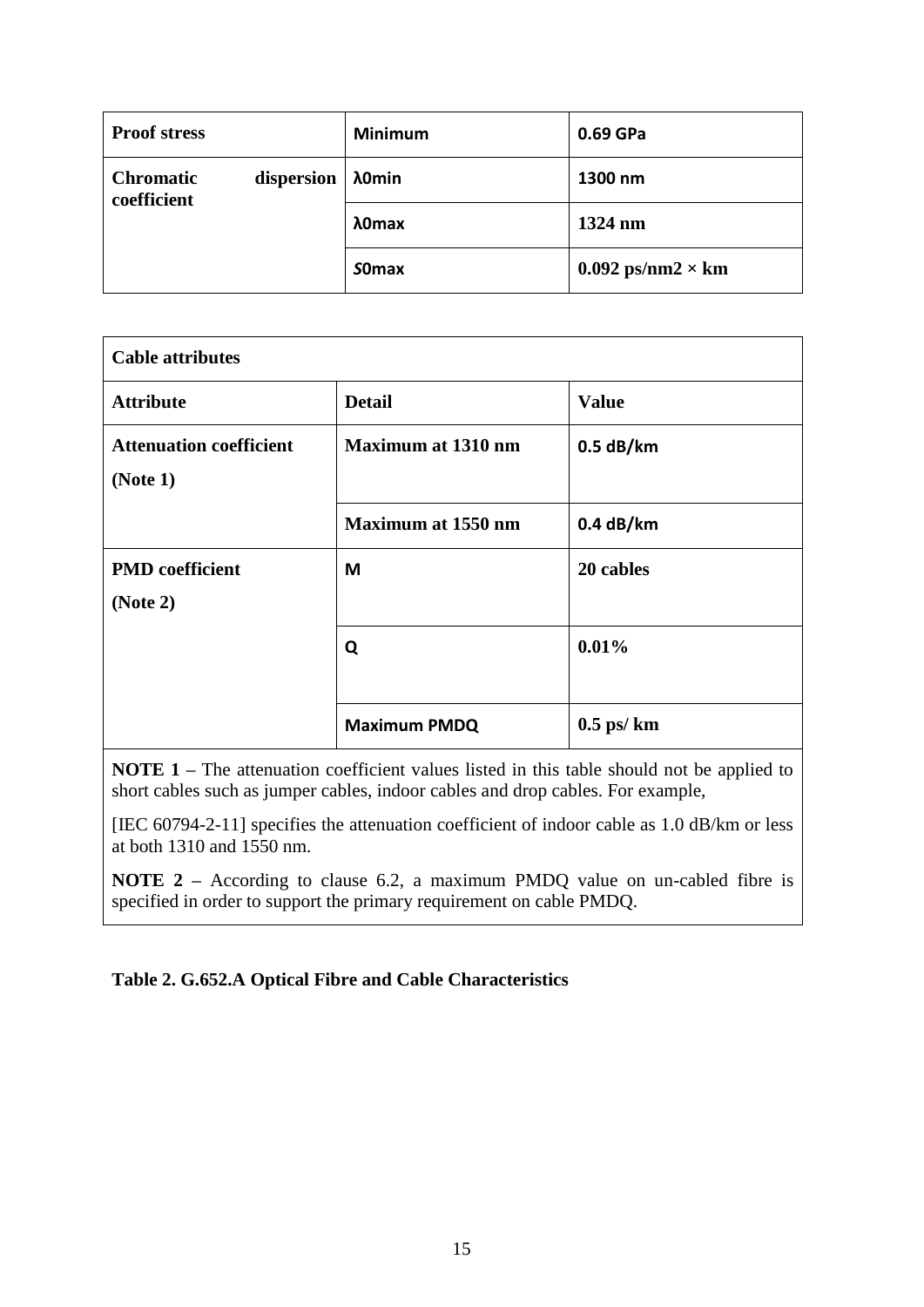| **Proof stress** | Minimum | 0.69 GPa |
|---|---|---|
| **Chromatic dispersion coefficient** | λ0min | 1300 nm |
| | λ0max | 1324 nm |
| | *S*0max | 0.092 ps/nm2 × km |

| **Cable attributes** | | |
|---|---|---|
| **Attribute** | **Detail** | **Value** |
| **Attenuation coefficient (Note 1)** | **Maximum at 1310 nm** | 0.5 dB/km |
| | **Maximum at 1550 nm** | 0.4 dB/km |
| **PMD coefficient (Note 2)** | M | 20 cables |
| | Q | 0.01% |
| | Maximum PMDQ | 0.5 ps/ km |

**NOTE 1 –** The attenuation coefficient values listed in this table should not be applied to short cables such as jumper cables, indoor cables and drop cables. For example,

[IEC 60794-2-11] specifies the attenuation coefficient of indoor cable as 1.0 dB/km or less at both 1310 and 1550 nm.

**NOTE 2 –** According to clause 6.2, a maximum PMDQ value on un-cabled fibre is specified in order to support the primary requirement on cable PMDQ.

**Table 2. G.652.A Optical Fibre and Cable Characteristics**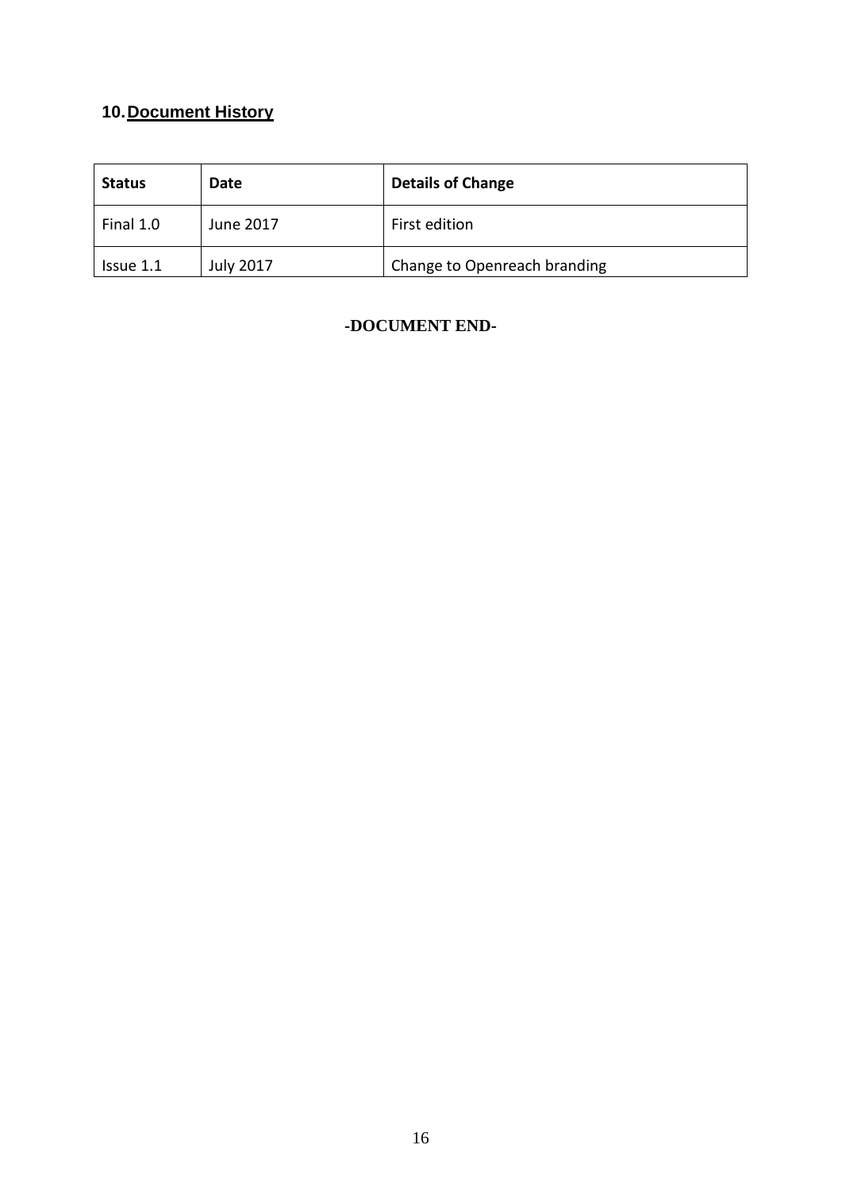## 10. Document History

| Status | Date | Details of Change |
|---|---|---|
| Final 1.0 | June 2017 | First edition |
| Issue 1.1 | July 2017 | Change to Openreach branding |

**-DOCUMENT END-**